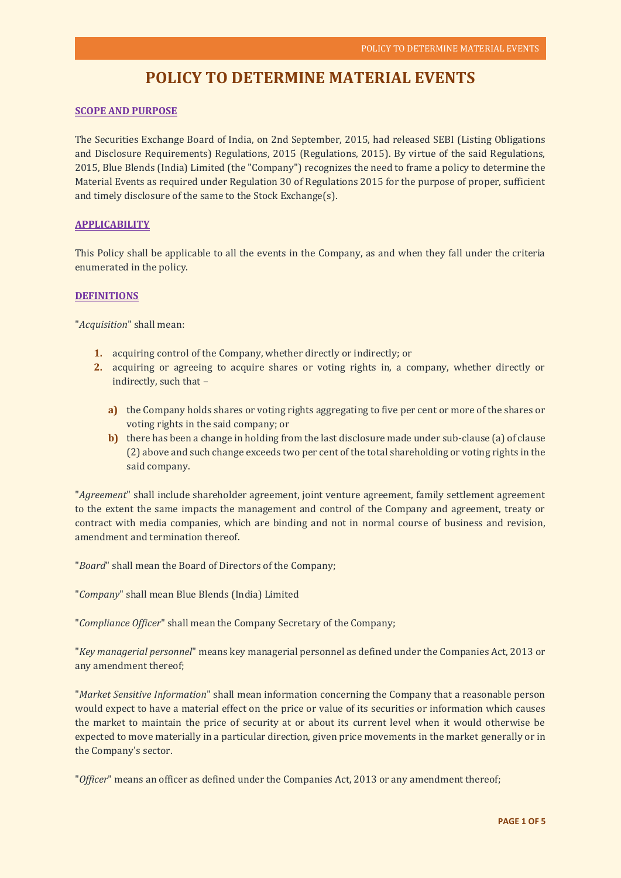# POLICY TO DETERMINE MATERIAL EVENTS

## SCOPE AND PURPOSE

The Securities Exchange Board of India, on 2nd September, 2015, had released SEBI (Listing Obligations and Disclosure Requirements) Regulations, 2015 (Regulations, 2015). By virtue of the said Regulations, 2015, Blue Blends (India) Limited (the "Company") recognizes the need to frame a policy to determine the Material Events as required under Regulation 30 of Regulations 2015 for the purpose of proper, sufficient and timely disclosure of the same to the Stock Exchange(s).

## APPLICABILITY

This Policy shall be applicable to all the events in the Company, as and when they fall under the criteria enumerated in the policy.

## DEFINITIONS

"*Acquisition*" shall mean:

1. acquiring control of the Company, whether directly or indirectly; or
2. acquiring or agreeing to acquire shares or voting rights in, a company, whether directly or indirectly, such that –

   a) the Company holds shares or voting rights aggregating to five per cent or more of the shares or voting rights in the said company; or
   
   b) there has been a change in holding from the last disclosure made under sub-clause (a) of clause (2) above and such change exceeds two per cent of the total shareholding or voting rights in the said company.

"*Agreement*" shall include shareholder agreement, joint venture agreement, family settlement agreement to the extent the same impacts the management and control of the Company and agreement, treaty or contract with media companies, which are binding and not in normal course of business and revision, amendment and termination thereof.

"*Board*" shall mean the Board of Directors of the Company;

"*Company*" shall mean Blue Blends (India) Limited

"*Compliance Officer*" shall mean the Company Secretary of the Company;

"*Key managerial personnel*" means key managerial personnel as defined under the Companies Act, 2013 or any amendment thereof;

"*Market Sensitive Information*" shall mean information concerning the Company that a reasonable person would expect to have a material effect on the price or value of its securities or information which causes the market to maintain the price of security at or about its current level when it would otherwise be expected to move materially in a particular direction, given price movements in the market generally or in the Company's sector.

"*Officer*" means an officer as defined under the Companies Act, 2013 or any amendment thereof;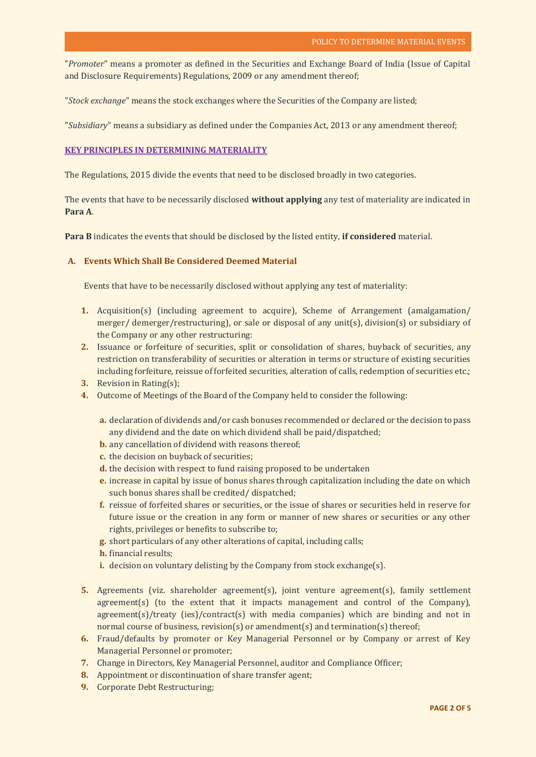"*Promoter*" means a promoter as defined in the Securities and Exchange Board of India (Issue of Capital and Disclosure Requirements) Regulations, 2009 or any amendment thereof;

"*Stock exchange*" means the stock exchanges where the Securities of the Company are listed;

"*Subsidiary*" means a subsidiary as defined under the Companies Act, 2013 or any amendment thereof;

## KEY PRINCIPLES IN DETERMINING MATERIALITY

The Regulations, 2015 divide the events that need to be disclosed broadly in two categories.

The events that have to be necessarily disclosed **without applying** any test of materiality are indicated in **Para A**.

**Para B** indicates the events that should be disclosed by the listed entity, **if considered** material.

### A. Events Which Shall Be Considered Deemed Material

Events that have to be necessarily disclosed without applying any test of materiality:

1. Acquisition(s) (including agreement to acquire), Scheme of Arrangement (amalgamation/ merger/ demerger/restructuring), or sale or disposal of any unit(s), division(s) or subsidiary of the Company or any other restructuring:
2. Issuance or forfeiture of securities, split or consolidation of shares, buyback of securities, any restriction on transferability of securities or alteration in terms or structure of existing securities including forfeiture, reissue of forfeited securities, alteration of calls, redemption of securities etc.;
3. Revision in Rating(s);
4. Outcome of Meetings of the Board of the Company held to consider the following:
   a. declaration of dividends and/or cash bonuses recommended or declared or the decision to pass any dividend and the date on which dividend shall be paid/dispatched;
   b. any cancellation of dividend with reasons thereof;
   c. the decision on buyback of securities;
   d. the decision with respect to fund raising proposed to be undertaken
   e. increase in capital by issue of bonus shares through capitalization including the date on which such bonus shares shall be credited/ dispatched;
   f. reissue of forfeited shares or securities, or the issue of shares or securities held in reserve for future issue or the creation in any form or manner of new shares or securities or any other rights, privileges or benefits to subscribe to;
   g. short particulars of any other alterations of capital, including calls;
   h. financial results;
   i. decision on voluntary delisting by the Company from stock exchange(s).
5. Agreements (viz. shareholder agreement(s), joint venture agreement(s), family settlement agreement(s) (to the extent that it impacts management and control of the Company), agreement(s)/treaty (ies)/contract(s) with media companies) which are binding and not in normal course of business, revision(s) or amendment(s) and termination(s) thereof;
6. Fraud/defaults by promoter or Key Managerial Personnel or by Company or arrest of Key Managerial Personnel or promoter;
7. Change in Directors, Key Managerial Personnel, auditor and Compliance Officer;
8. Appointment or discontinuation of share transfer agent;
9. Corporate Debt Restructuring;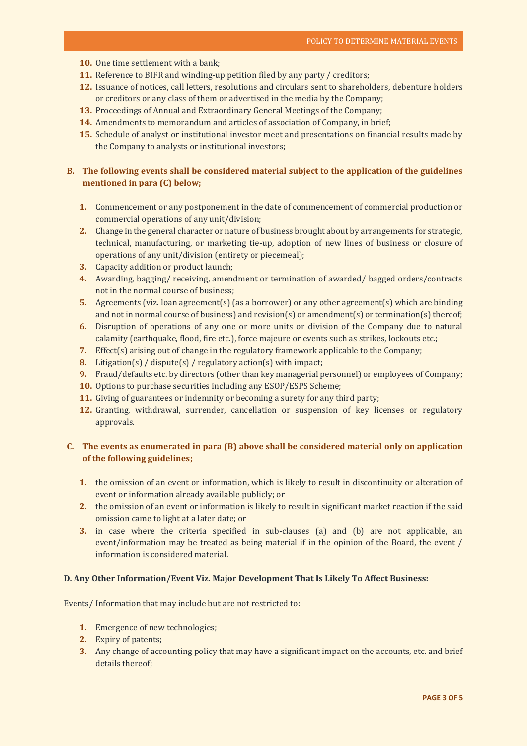10. One time settlement with a bank;
11. Reference to BIFR and winding-up petition filed by any party / creditors;
12. Issuance of notices, call letters, resolutions and circulars sent to shareholders, debenture holders or creditors or any class of them or advertised in the media by the Company;
13. Proceedings of Annual and Extraordinary General Meetings of the Company;
14. Amendments to memorandum and articles of association of Company, in brief;
15. Schedule of analyst or institutional investor meet and presentations on financial results made by the Company to analysts or institutional investors;

**B. The following events shall be considered material subject to the application of the guidelines mentioned in para (C) below;**

1. Commencement or any postponement in the date of commencement of commercial production or commercial operations of any unit/division;
2. Change in the general character or nature of business brought about by arrangements for strategic, technical, manufacturing, or marketing tie-up, adoption of new lines of business or closure of operations of any unit/division (entirety or piecemeal);
3. Capacity addition or product launch;
4. Awarding, bagging/ receiving, amendment or termination of awarded/ bagged orders/contracts not in the normal course of business;
5. Agreements (viz. loan agreement(s) (as a borrower) or any other agreement(s) which are binding and not in normal course of business) and revision(s) or amendment(s) or termination(s) thereof;
6. Disruption of operations of any one or more units or division of the Company due to natural calamity (earthquake, flood, fire etc.), force majeure or events such as strikes, lockouts etc.;
7. Effect(s) arising out of change in the regulatory framework applicable to the Company;
8. Litigation(s) / dispute(s) / regulatory action(s) with impact;
9. Fraud/defaults etc. by directors (other than key managerial personnel) or employees of Company;
10. Options to purchase securities including any ESOP/ESPS Scheme;
11. Giving of guarantees or indemnity or becoming a surety for any third party;
12. Granting, withdrawal, surrender, cancellation or suspension of key licenses or regulatory approvals.

**C. The events as enumerated in para (B) above shall be considered material only on application of the following guidelines;**

1. the omission of an event or information, which is likely to result in discontinuity or alteration of event or information already available publicly; or
2. the omission of an event or information is likely to result in significant market reaction if the said omission came to light at a later date; or
3. in case where the criteria specified in sub-clauses (a) and (b) are not applicable, an event/information may be treated as being material if in the opinion of the Board, the event / information is considered material.

**D. Any Other Information/Event Viz. Major Development That Is Likely To Affect Business:**

Events/ Information that may include but are not restricted to:

1. Emergence of new technologies;
2. Expiry of patents;
3. Any change of accounting policy that may have a significant impact on the accounts, etc. and brief details thereof;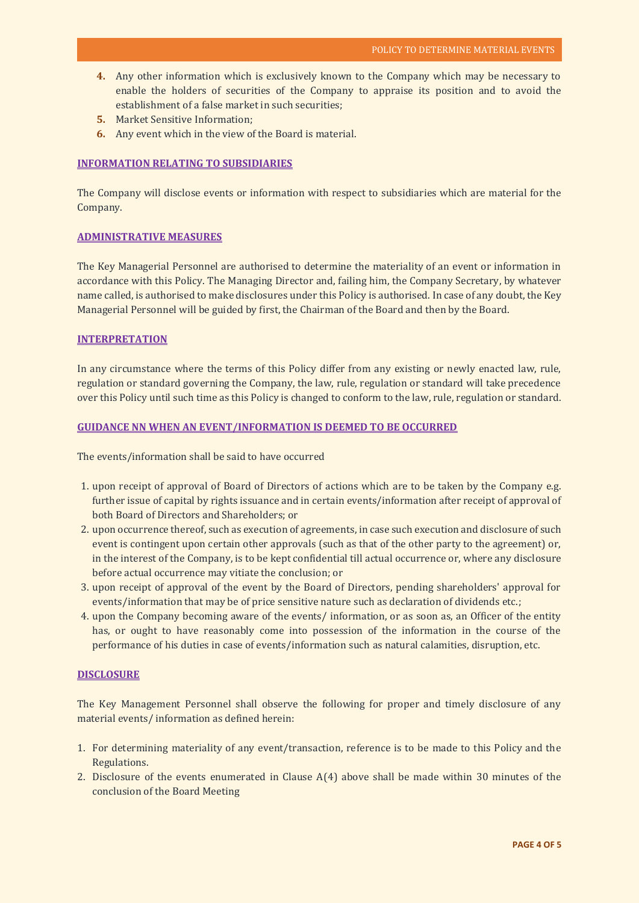4. Any other information which is exclusively known to the Company which may be necessary to enable the holders of securities of the Company to appraise its position and to avoid the establishment of a false market in such securities;
5. Market Sensitive Information;
6. Any event which in the view of the Board is material.

## INFORMATION RELATING TO SUBSIDIARIES

The Company will disclose events or information with respect to subsidiaries which are material for the Company.

## ADMINISTRATIVE MEASURES

The Key Managerial Personnel are authorised to determine the materiality of an event or information in accordance with this Policy. The Managing Director and, failing him, the Company Secretary, by whatever name called, is authorised to make disclosures under this Policy is authorised. In case of any doubt, the Key Managerial Personnel will be guided by first, the Chairman of the Board and then by the Board.

## INTERPRETATION

In any circumstance where the terms of this Policy differ from any existing or newly enacted law, rule, regulation or standard governing the Company, the law, rule, regulation or standard will take precedence over this Policy until such time as this Policy is changed to conform to the law, rule, regulation or standard.

## GUIDANCE NN WHEN AN EVENT/INFORMATION IS DEEMED TO BE OCCURRED

The events/information shall be said to have occurred

1. upon receipt of approval of Board of Directors of actions which are to be taken by the Company e.g. further issue of capital by rights issuance and in certain events/information after receipt of approval of both Board of Directors and Shareholders; or
2. upon occurrence thereof, such as execution of agreements, in case such execution and disclosure of such event is contingent upon certain other approvals (such as that of the other party to the agreement) or, in the interest of the Company, is to be kept confidential till actual occurrence or, where any disclosure before actual occurrence may vitiate the conclusion; or
3. upon receipt of approval of the event by the Board of Directors, pending shareholders' approval for events/information that may be of price sensitive nature such as declaration of dividends etc.;
4. upon the Company becoming aware of the events/ information, or as soon as, an Officer of the entity has, or ought to have reasonably come into possession of the information in the course of the performance of his duties in case of events/information such as natural calamities, disruption, etc.

## DISCLOSURE

The Key Management Personnel shall observe the following for proper and timely disclosure of any material events/ information as defined herein:

1. For determining materiality of any event/transaction, reference is to be made to this Policy and the Regulations.
2. Disclosure of the events enumerated in Clause A(4) above shall be made within 30 minutes of the conclusion of the Board Meeting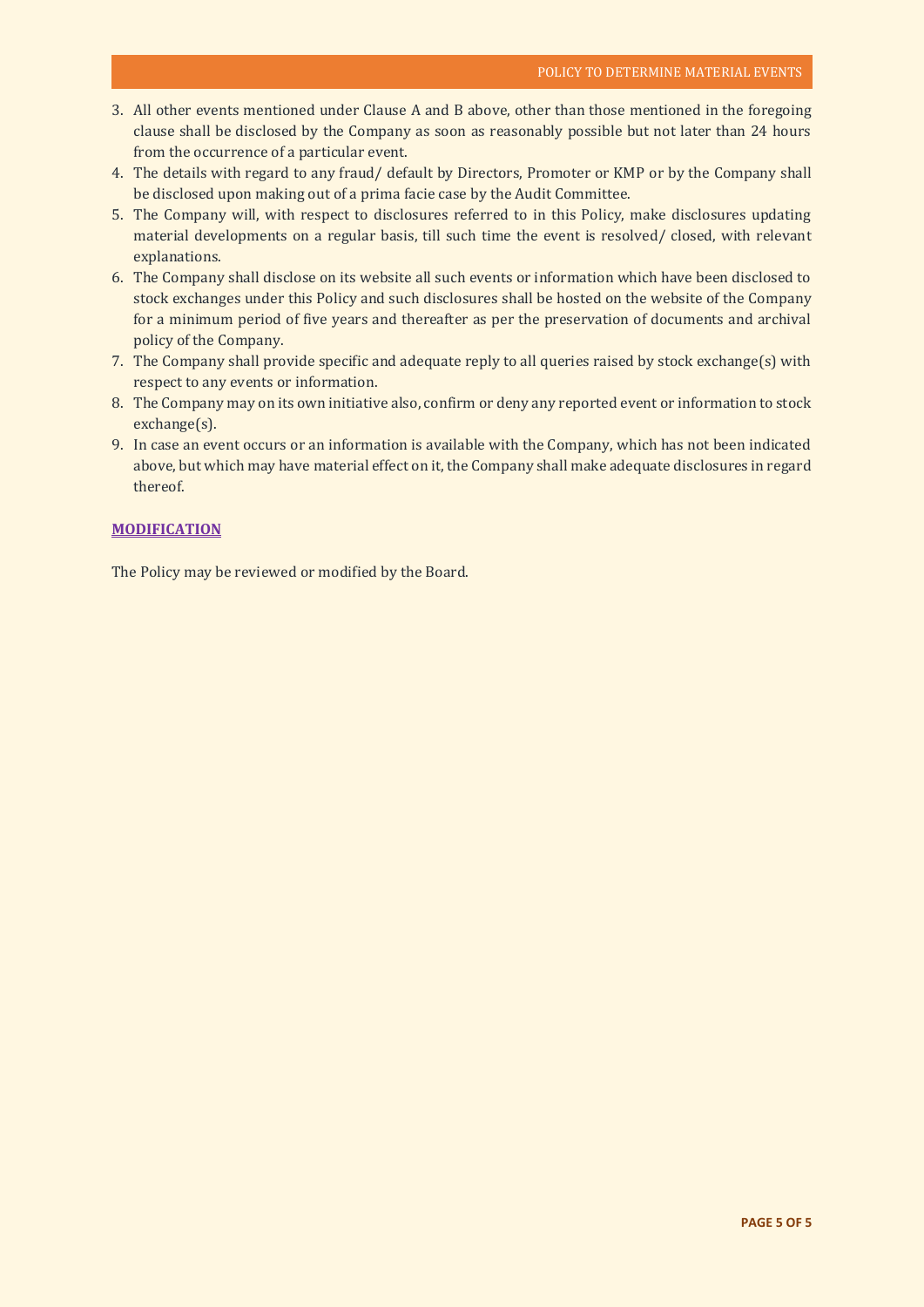3. All other events mentioned under Clause A and B above, other than those mentioned in the foregoing clause shall be disclosed by the Company as soon as reasonably possible but not later than 24 hours from the occurrence of a particular event.
4. The details with regard to any fraud/ default by Directors, Promoter or KMP or by the Company shall be disclosed upon making out of a prima facie case by the Audit Committee.
5. The Company will, with respect to disclosures referred to in this Policy, make disclosures updating material developments on a regular basis, till such time the event is resolved/ closed, with relevant explanations.
6. The Company shall disclose on its website all such events or information which have been disclosed to stock exchanges under this Policy and such disclosures shall be hosted on the website of the Company for a minimum period of five years and thereafter as per the preservation of documents and archival policy of the Company.
7. The Company shall provide specific and adequate reply to all queries raised by stock exchange(s) with respect to any events or information.
8. The Company may on its own initiative also, confirm or deny any reported event or information to stock exchange(s).
9. In case an event occurs or an information is available with the Company, which has not been indicated above, but which may have material effect on it, the Company shall make adequate disclosures in regard thereof.

## MODIFICATION

The Policy may be reviewed or modified by the Board.